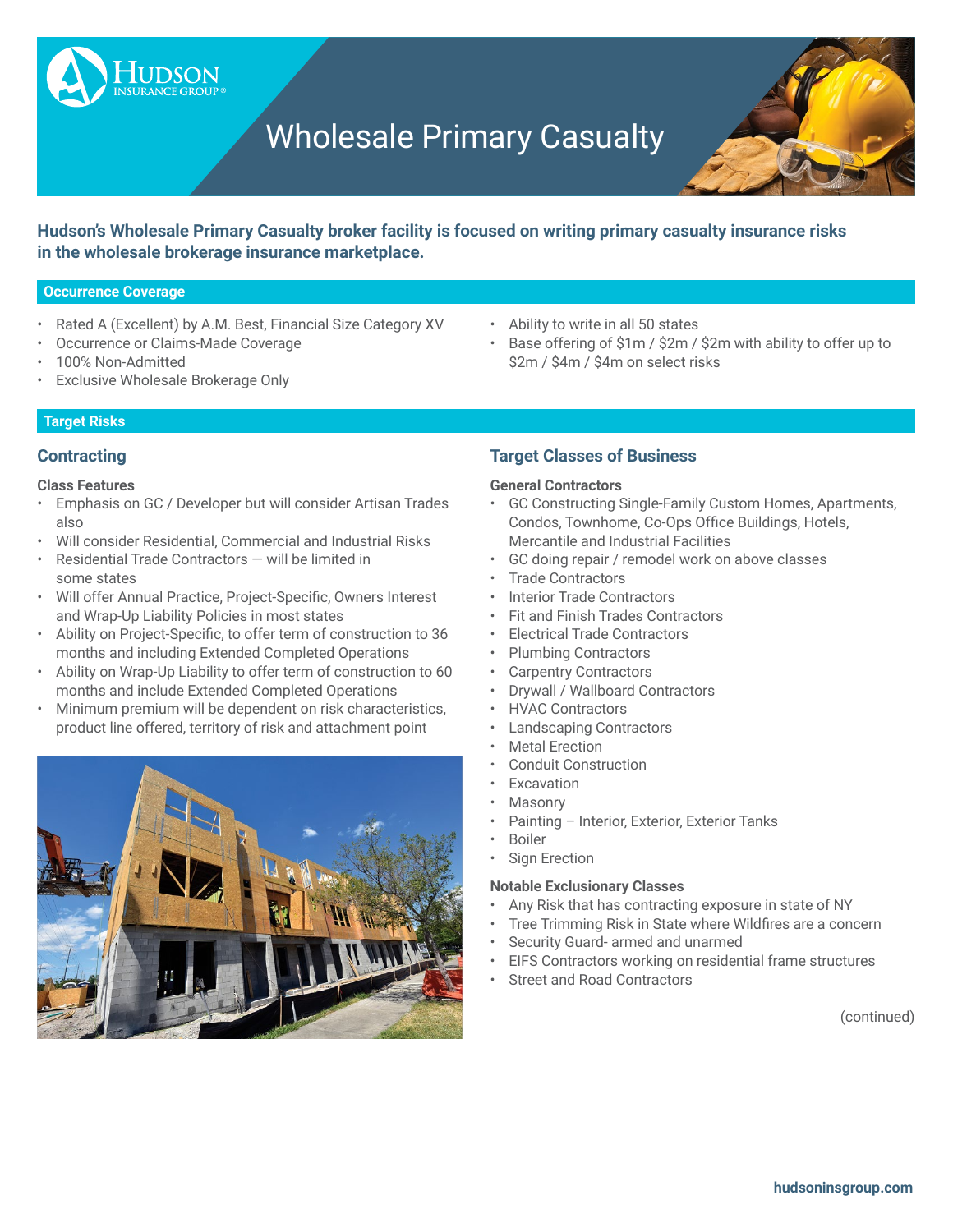# Wholesale Primary Casualty

**Hudson's Wholesale Primary Casualty broker facility is focused on writing primary casualty insurance risks in the wholesale brokerage insurance marketplace.**

## Occurrence Coverage

- Rated A (Excellent) by A.M. Best, Financial Size Category XV
- Occurrence or Claims-Made Coverage
- 100% Non-Admitted
- Exclusive Wholesale Brokerage Only
- Ability to write in all 50 states
- Base offering of $1m / $2m / $2m with ability to offer up to $2m / $4m / $4m on select risks

## Target Risks

### Contracting

**Class Features**

- Emphasis on GC / Developer but will consider Artisan Trades also
- Will consider Residential, Commercial and Industrial Risks
- Residential Trade Contractors — will be limited in some states
- Will offer Annual Practice, Project-Specific, Owners Interest and Wrap-Up Liability Policies in most states
- Ability on Project-Specific, to offer term of construction to 36 months and including Extended Completed Operations
- Ability on Wrap-Up Liability to offer term of construction to 60 months and include Extended Completed Operations
- Minimum premium will be dependent on risk characteristics, product line offered, territory of risk and attachment point

### Target Classes of Business

**General Contractors**

- GC Constructing Single-Family Custom Homes, Apartments, Condos, Townhome, Co-Ops Office Buildings, Hotels, Mercantile and Industrial Facilities
- GC doing repair / remodel work on above classes
- Trade Contractors
- Interior Trade Contractors
- Fit and Finish Trades Contractors
- Electrical Trade Contractors
- Plumbing Contractors
- Carpentry Contractors
- Drywall / Wallboard Contractors
- HVAC Contractors
- Landscaping Contractors
- Metal Erection
- Conduit Construction
- Excavation
- Masonry
- Painting – Interior, Exterior, Exterior Tanks
- Boiler
- Sign Erection

**Notable Exclusionary Classes**

- Any Risk that has contracting exposure in state of NY
- Tree Trimming Risk in State where Wildfires are a concern
- Security Guard- armed and unarmed
- EIFS Contractors working on residential frame structures
- Street and Road Contractors

(continued)

hudsoninsgroup.com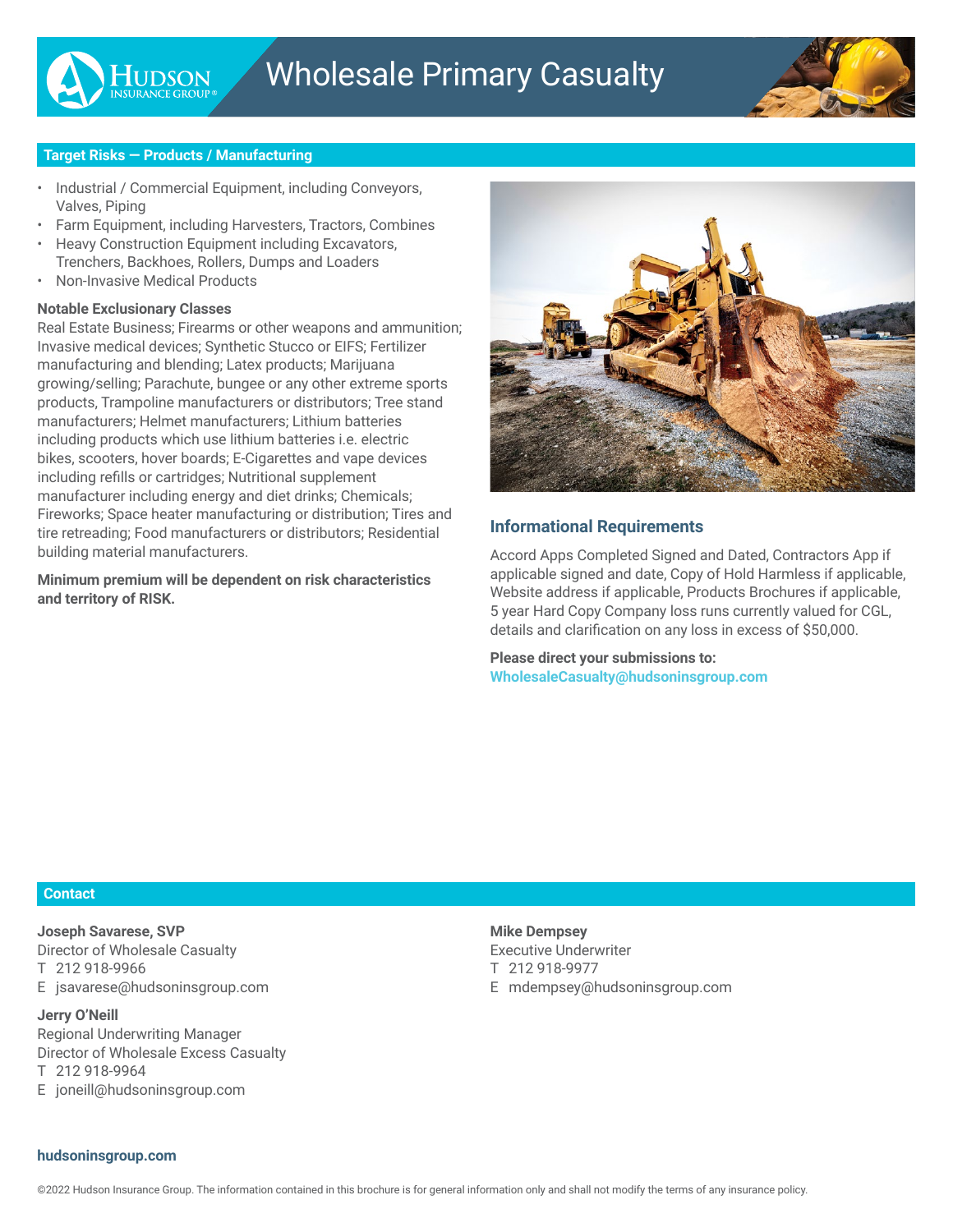# Wholesale Primary Casualty

## Target Risks — Products / Manufacturing

- Industrial / Commercial Equipment, including Conveyors, Valves, Piping
- Farm Equipment, including Harvesters, Tractors, Combines
- Heavy Construction Equipment including Excavators, Trenchers, Backhoes, Rollers, Dumps and Loaders
- Non-Invasive Medical Products

**Notable Exclusionary Classes**

Real Estate Business; Firearms or other weapons and ammunition; Invasive medical devices; Synthetic Stucco or EIFS; Fertilizer manufacturing and blending; Latex products; Marijuana growing/selling; Parachute, bungee or any other extreme sports products, Trampoline manufacturers or distributors; Tree stand manufacturers; Helmet manufacturers; Lithium batteries including products which use lithium batteries i.e. electric bikes, scooters, hover boards; E-Cigarettes and vape devices including refills or cartridges; Nutritional supplement manufacturer including energy and diet drinks; Chemicals; Fireworks; Space heater manufacturing or distribution; Tires and tire retreading; Food manufacturers or distributors; Residential building material manufacturers.

**Minimum premium will be dependent on risk characteristics and territory of RISK.**

### Informational Requirements

Accord Apps Completed Signed and Dated, Contractors App if applicable signed and date, Copy of Hold Harmless if applicable, Website address if applicable, Products Brochures if applicable, 5 year Hard Copy Company loss runs currently valued for CGL, details and clarification on any loss in excess of $50,000.

**Please direct your submissions to:**
**WholesaleCasualty@hudsoninsgroup.com**

## Contact

**Joseph Savarese, SVP**
Director of Wholesale Casualty
T 212 918-9966
E jsavarese@hudsoninsgroup.com

**Jerry O'Neill**
Regional Underwriting Manager
Director of Wholesale Excess Casualty
T 212 918-9964
E joneill@hudsoninsgroup.com

**Mike Dempsey**
Executive Underwriter
T 212 918-9977
E mdempsey@hudsoninsgroup.com

**hudsoninsgroup.com**

©2022 Hudson Insurance Group. The information contained in this brochure is for general information only and shall not modify the terms of any insurance policy.